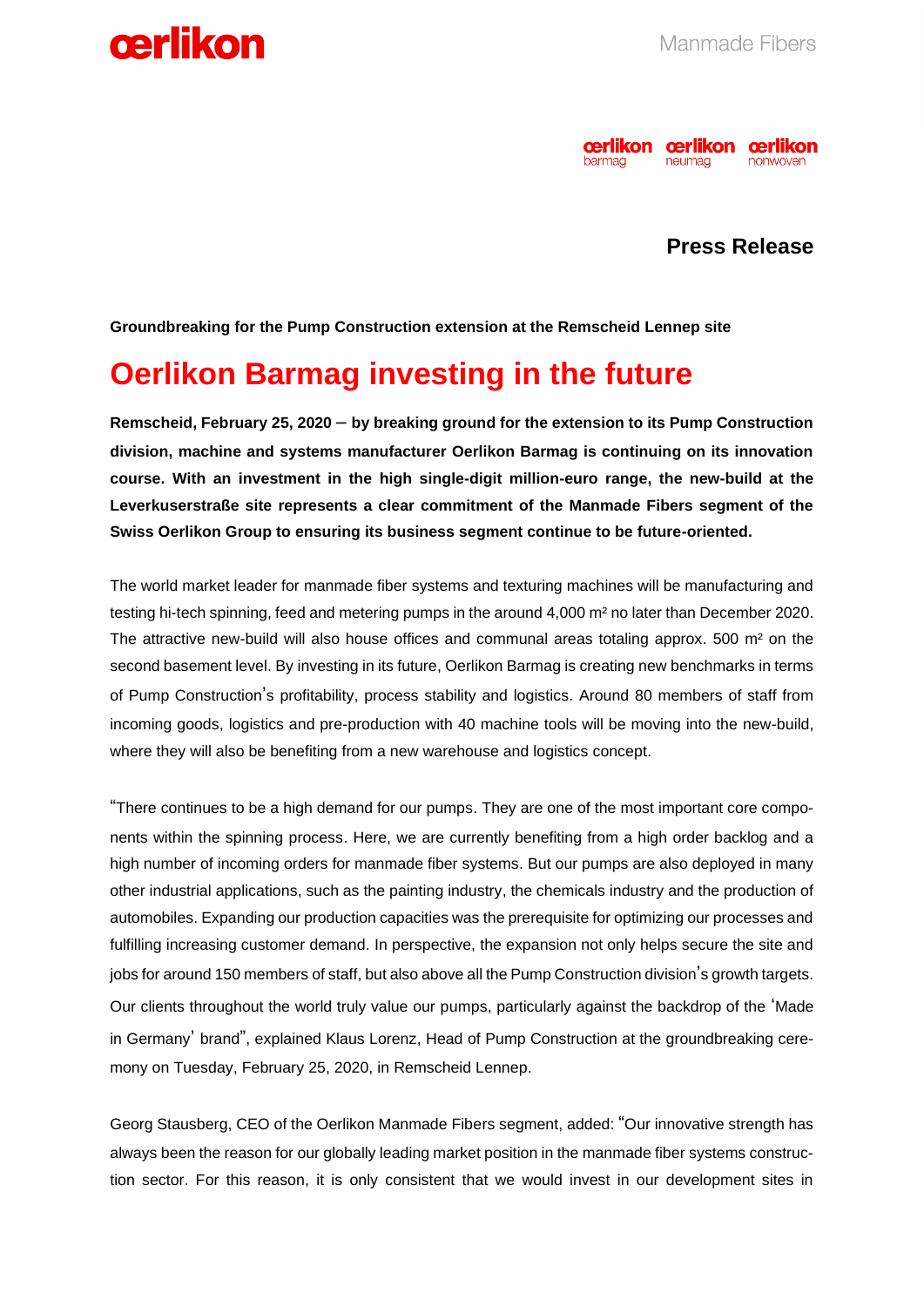Press Release

**Groundbreaking for the Pump Construction extension at the Remscheid Lennep site**

# Oerlikon Barmag investing in the future

**Remscheid, February 25, 2020 – by breaking ground for the extension to its Pump Construction division, machine and systems manufacturer Oerlikon Barmag is continuing on its innovation course. With an investment in the high single-digit million-euro range, the new-build at the Leverkuserstraße site represents a clear commitment of the Manmade Fibers segment of the Swiss Oerlikon Group to ensuring its business segment continue to be future-oriented.**

The world market leader for manmade fiber systems and texturing machines will be manufacturing and testing hi-tech spinning, feed and metering pumps in the around 4,000 m² no later than December 2020. The attractive new-build will also house offices and communal areas totaling approx. 500 m² on the second basement level. By investing in its future, Oerlikon Barmag is creating new benchmarks in terms of Pump Construction's profitability, process stability and logistics. Around 80 members of staff from incoming goods, logistics and pre-production with 40 machine tools will be moving into the new-build, where they will also be benefiting from a new warehouse and logistics concept.

"There continues to be a high demand for our pumps. They are one of the most important core components within the spinning process. Here, we are currently benefiting from a high order backlog and a high number of incoming orders for manmade fiber systems. But our pumps are also deployed in many other industrial applications, such as the painting industry, the chemicals industry and the production of automobiles. Expanding our production capacities was the prerequisite for optimizing our processes and fulfilling increasing customer demand. In perspective, the expansion not only helps secure the site and jobs for around 150 members of staff, but also above all the Pump Construction division's growth targets. Our clients throughout the world truly value our pumps, particularly against the backdrop of the 'Made in Germany' brand", explained Klaus Lorenz, Head of Pump Construction at the groundbreaking ceremony on Tuesday, February 25, 2020, in Remscheid Lennep.

Georg Stausberg, CEO of the Oerlikon Manmade Fibers segment, added: "Our innovative strength has always been the reason for our globally leading market position in the manmade fiber systems construction sector. For this reason, it is only consistent that we would invest in our development sites in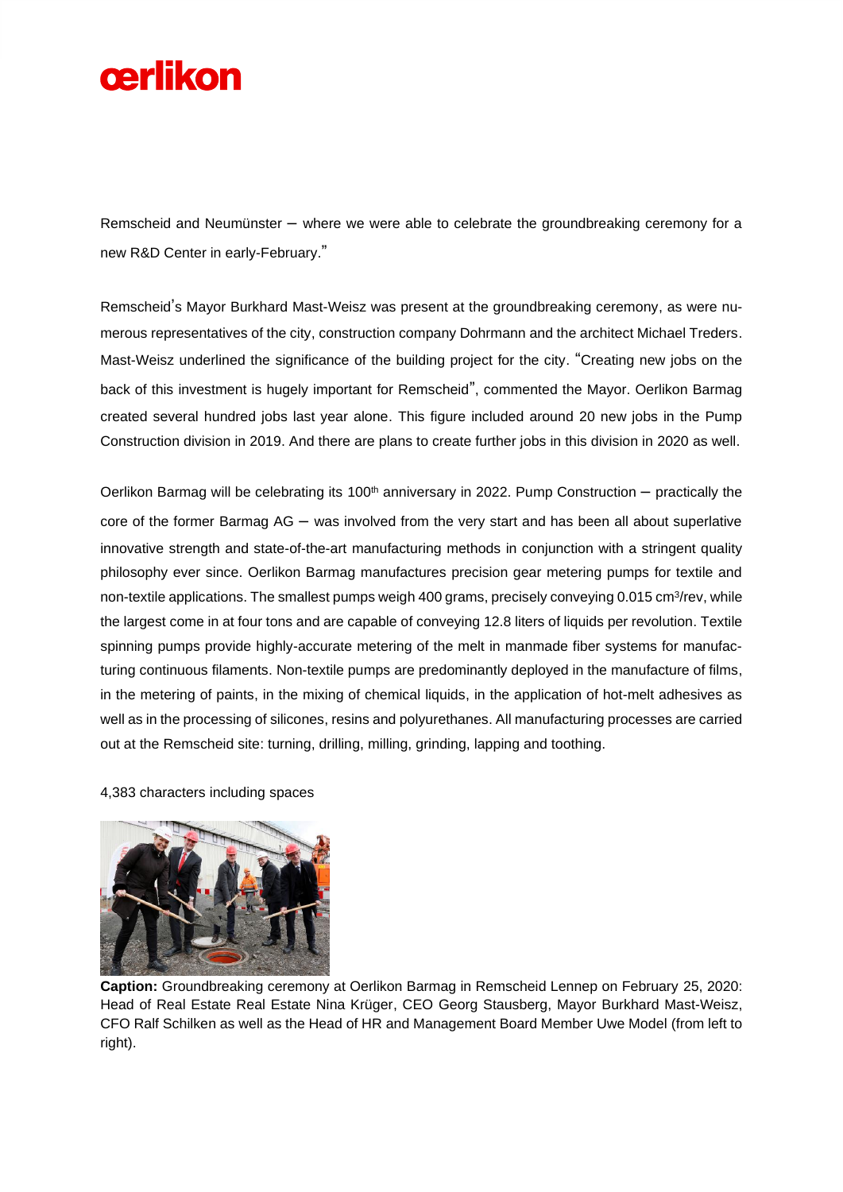Remscheid and Neumünster – where we were able to celebrate the groundbreaking ceremony for a new R&D Center in early-February."

Remscheid's Mayor Burkhard Mast-Weisz was present at the groundbreaking ceremony, as were numerous representatives of the city, construction company Dohrmann and the architect Michael Treders. Mast-Weisz underlined the significance of the building project for the city. "Creating new jobs on the back of this investment is hugely important for Remscheid", commented the Mayor. Oerlikon Barmag created several hundred jobs last year alone. This figure included around 20 new jobs in the Pump Construction division in 2019. And there are plans to create further jobs in this division in 2020 as well.

Oerlikon Barmag will be celebrating its 100th anniversary in 2022. Pump Construction – practically the core of the former Barmag AG – was involved from the very start and has been all about superlative innovative strength and state-of-the-art manufacturing methods in conjunction with a stringent quality philosophy ever since. Oerlikon Barmag manufactures precision gear metering pumps for textile and non-textile applications. The smallest pumps weigh 400 grams, precisely conveying 0.015 $cm^3$/rev, while the largest come in at four tons and are capable of conveying 12.8 liters of liquids per revolution. Textile spinning pumps provide highly-accurate metering of the melt in manmade fiber systems for manufacturing continuous filaments. Non-textile pumps are predominantly deployed in the manufacture of films, in the metering of paints, in the mixing of chemical liquids, in the application of hot-melt adhesives as well as in the processing of silicones, resins and polyurethanes. All manufacturing processes are carried out at the Remscheid site: turning, drilling, milling, grinding, lapping and toothing.

4,383 characters including spaces

**Caption:** Groundbreaking ceremony at Oerlikon Barmag in Remscheid Lennep on February 25, 2020: Head of Real Estate Real Estate Nina Krüger, CEO Georg Stausberg, Mayor Burkhard Mast-Weisz, CFO Ralf Schilken as well as the Head of HR and Management Board Member Uwe Model (from left to right).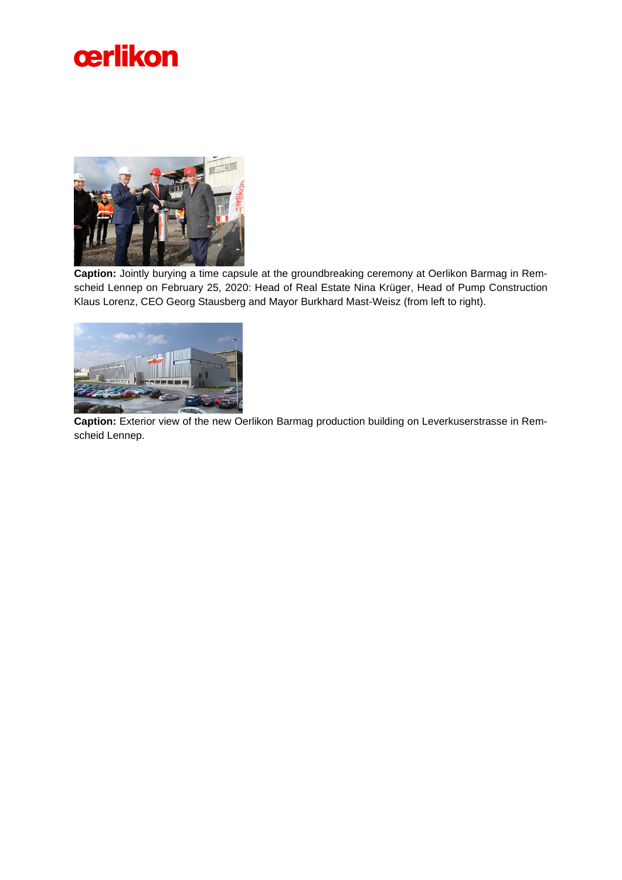**Caption:** Jointly burying a time capsule at the groundbreaking ceremony at Oerlikon Barmag in Remscheid Lennep on February 25, 2020: Head of Real Estate Nina Krüger, Head of Pump Construction Klaus Lorenz, CEO Georg Stausberg and Mayor Burkhard Mast-Weisz (from left to right).

**Caption:** Exterior view of the new Oerlikon Barmag production building on Leverkuserstrasse in Remscheid Lennep.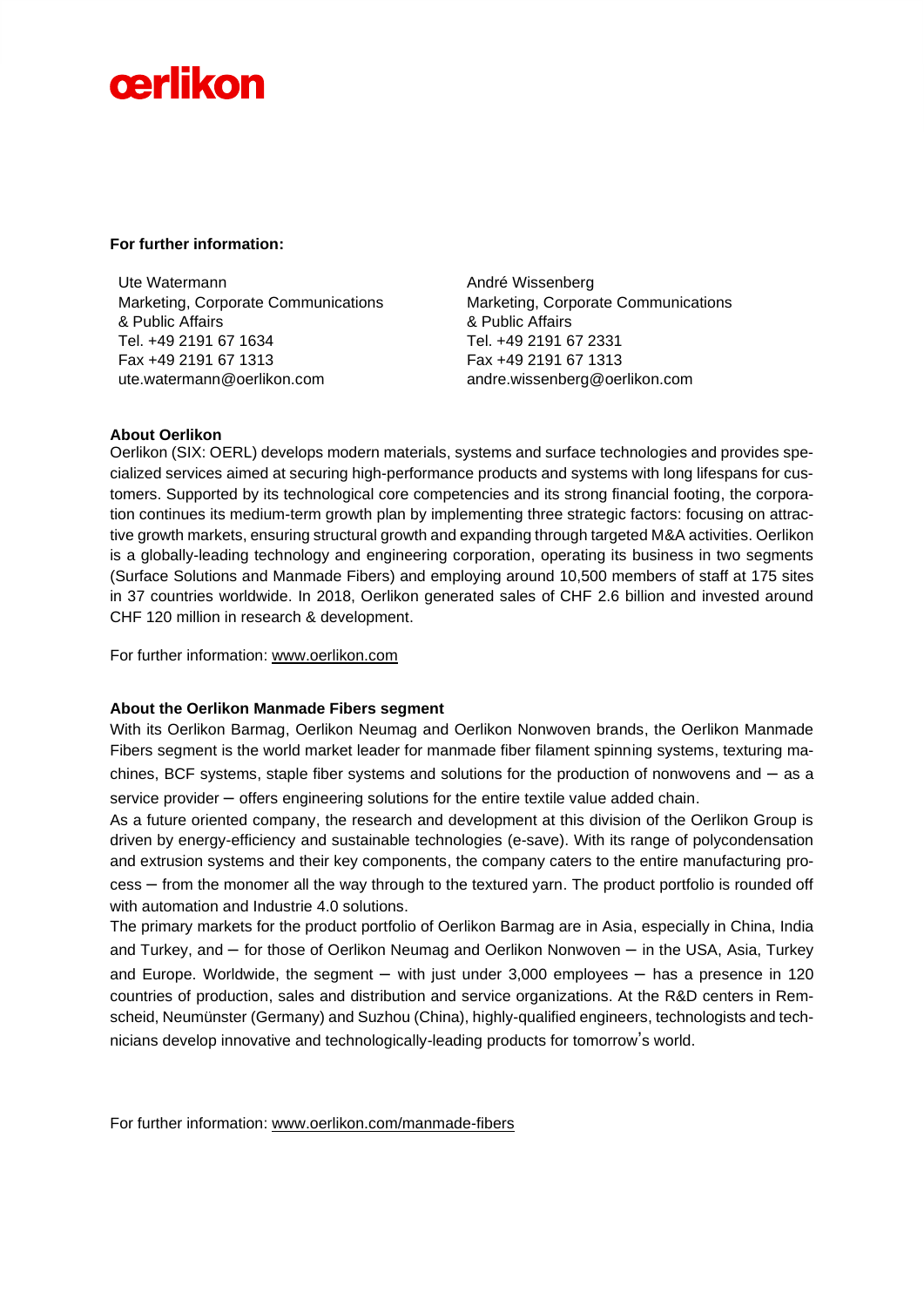**For further information:**

Ute Watermann
Marketing, Corporate Communications
& Public Affairs
Tel. +49 2191 67 1634
Fax +49 2191 67 1313
ute.watermann@oerlikon.com

André Wissenberg
Marketing, Corporate Communications
& Public Affairs
Tel. +49 2191 67 2331
Fax +49 2191 67 1313
andre.wissenberg@oerlikon.com

**About Oerlikon**

Oerlikon (SIX: OERL) develops modern materials, systems and surface technologies and provides specialized services aimed at securing high-performance products and systems with long lifespans for customers. Supported by its technological core competencies and its strong financial footing, the corporation continues its medium-term growth plan by implementing three strategic factors: focusing on attractive growth markets, ensuring structural growth and expanding through targeted M&A activities. Oerlikon is a globally-leading technology and engineering corporation, operating its business in two segments (Surface Solutions and Manmade Fibers) and employing around 10,500 members of staff at 175 sites in 37 countries worldwide. In 2018, Oerlikon generated sales of CHF 2.6 billion and invested around CHF 120 million in research & development.

For further information: www.oerlikon.com

**About the Oerlikon Manmade Fibers segment**

With its Oerlikon Barmag, Oerlikon Neumag and Oerlikon Nonwoven brands, the Oerlikon Manmade Fibers segment is the world market leader for manmade fiber filament spinning systems, texturing machines, BCF systems, staple fiber systems and solutions for the production of nonwovens and – as a service provider – offers engineering solutions for the entire textile value added chain.

As a future oriented company, the research and development at this division of the Oerlikon Group is driven by energy-efficiency and sustainable technologies (e-save). With its range of polycondensation and extrusion systems and their key components, the company caters to the entire manufacturing process – from the monomer all the way through to the textured yarn. The product portfolio is rounded off with automation and Industrie 4.0 solutions.

The primary markets for the product portfolio of Oerlikon Barmag are in Asia, especially in China, India and Turkey, and – for those of Oerlikon Neumag and Oerlikon Nonwoven – in the USA, Asia, Turkey and Europe. Worldwide, the segment – with just under 3,000 employees – has a presence in 120 countries of production, sales and distribution and service organizations. At the R&D centers in Remscheid, Neumünster (Germany) and Suzhou (China), highly-qualified engineers, technologists and technicians develop innovative and technologically-leading products for tomorrow's world.

For further information: www.oerlikon.com/manmade-fibers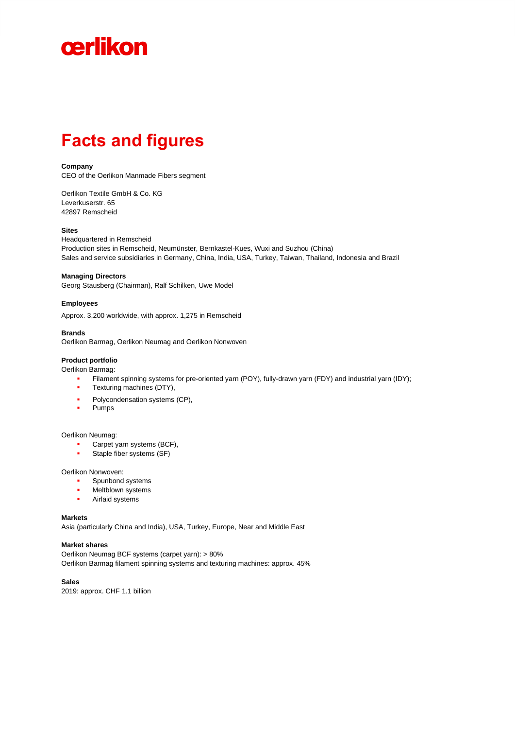oerlikon

# Facts and figures

**Company**
CEO of the Oerlikon Manmade Fibers segment

Oerlikon Textile GmbH & Co. KG
Leverkuserstr. 65
42897 Remscheid

**Sites**
Headquartered in Remscheid
Production sites in Remscheid, Neumünster, Bernkastel-Kues, Wuxi and Suzhou (China)
Sales and service subsidiaries in Germany, China, India, USA, Turkey, Taiwan, Thailand, Indonesia and Brazil

**Managing Directors**
Georg Stausberg (Chairman), Ralf Schilken, Uwe Model

**Employees**

Approx. 3,200 worldwide, with approx. 1,275 in Remscheid

**Brands**
Oerlikon Barmag, Oerlikon Neumag and Oerlikon Nonwoven

**Product portfolio**
Oerlikon Barmag:

- Filament spinning systems for pre-oriented yarn (POY), fully-drawn yarn (FDY) and industrial yarn (IDY);
- Texturing machines (DTY),
- Polycondensation systems (CP),
- Pumps

Oerlikon Neumag:

- Carpet yarn systems (BCF),
- Staple fiber systems (SF)

Oerlikon Nonwoven:

- Spunbond systems
- Meltblown systems
- Airlaid systems

**Markets**
Asia (particularly China and India), USA, Turkey, Europe, Near and Middle East

**Market shares**
Oerlikon Neumag BCF systems (carpet yarn): > 80%
Oerlikon Barmag filament spinning systems and texturing machines: approx. 45%

**Sales**
2019: approx. CHF 1.1 billion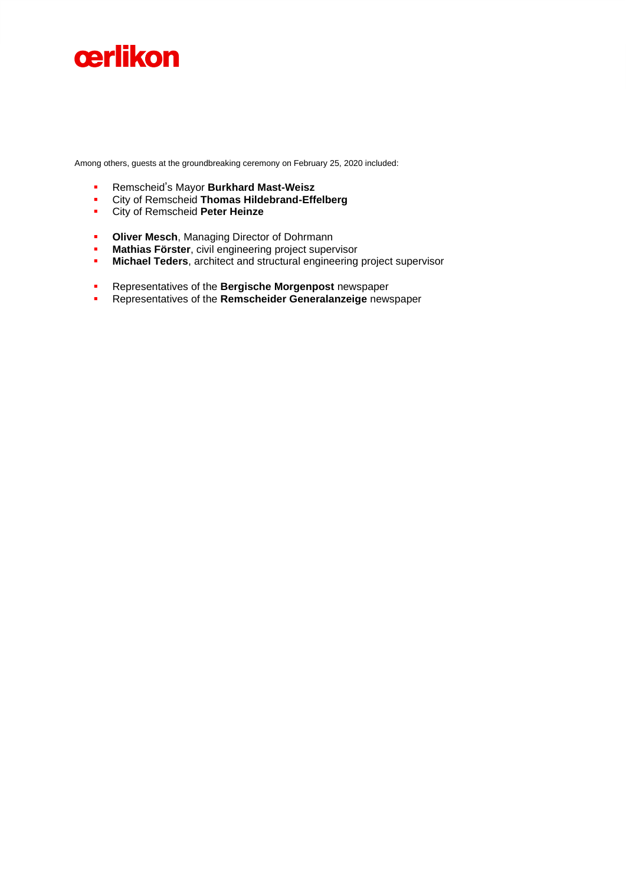Among others, guests at the groundbreaking ceremony on February 25, 2020 included:

- Remscheid's Mayor **Burkhard Mast-Weisz**
- City of Remscheid **Thomas Hildebrand-Effelberg**
- City of Remscheid **Peter Heinze**

- **Oliver Mesch**, Managing Director of Dohrmann
- **Mathias Förster**, civil engineering project supervisor
- **Michael Teders**, architect and structural engineering project supervisor

- Representatives of the **Bergische Morgenpost** newspaper
- Representatives of the **Remscheider Generalanzeige** newspaper